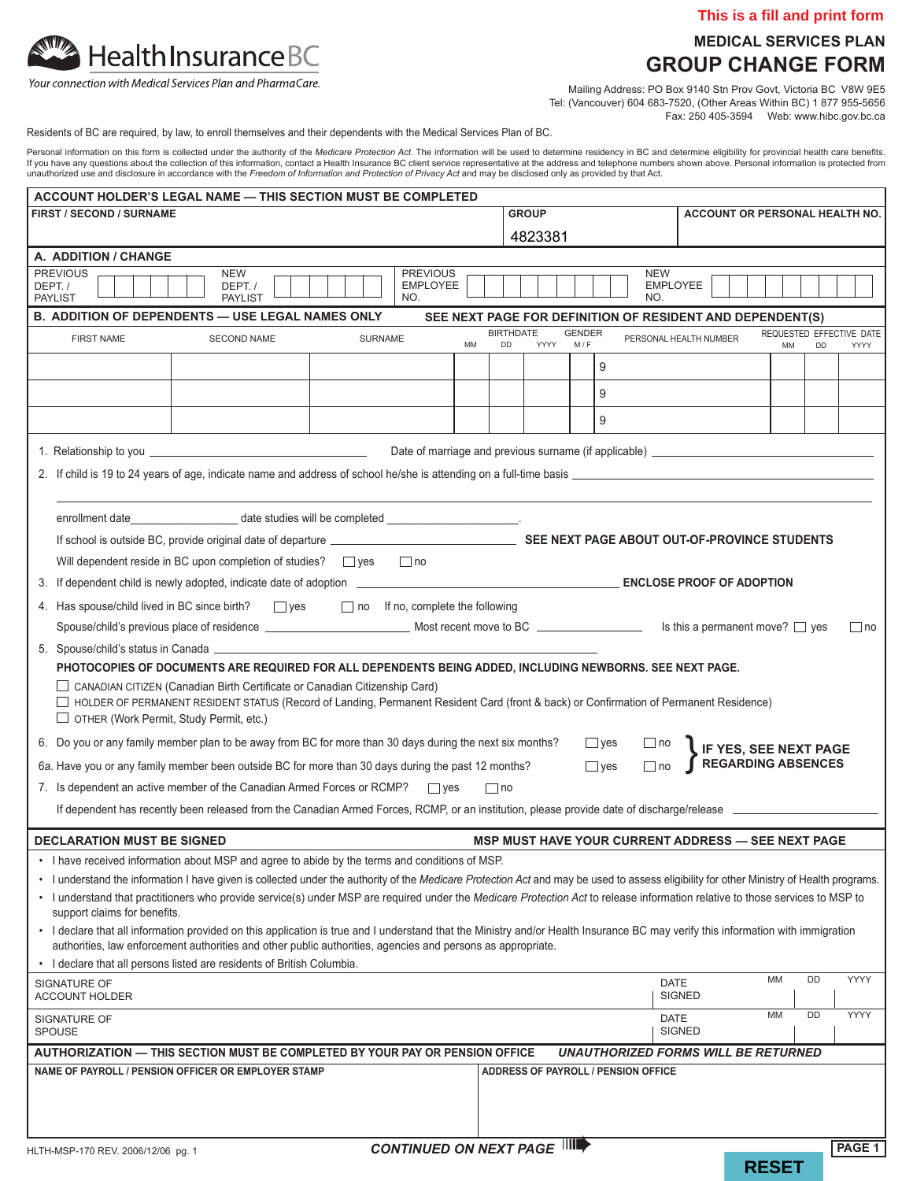**This is a fill and print form**

HealthInsuranceBC

*Your connection with Medical Services Plan and PharmaCare.*

# MEDICAL SERVICES PLAN
# GROUP CHANGE FORM

Mailing Address: PO Box 9140 Stn Prov Govt, Victoria BC V8W 9E5
Tel: (Vancouver) 604 683-7520, (Other Areas Within BC) 1 877 955-5656
Fax: 250 405-3594 Web: www.hibc.gov.bc.ca

Residents of BC are required, by law, to enroll themselves and their dependents with the Medical Services Plan of BC.

Personal information on this form is collected under the authority of the *Medicare Protection Act*. The information will be used to determine residency in BC and determine eligibility for provincial health care benefits. If you have any questions about the collection of this information, contact a Health Insurance BC client service representative at the address and telephone numbers shown above. Personal information is protected from unauthorized use and disclosure in accordance with the *Freedom of Information and Protection of Privacy Act* and may be disclosed only as provided by that Act.

## ACCOUNT HOLDER'S LEGAL NAME — THIS SECTION MUST BE COMPLETED

| FIRST / SECOND / SURNAME | GROUP | ACCOUNT OR PERSONAL HEALTH NO. |
|---|---|---|
| | 4823381 | |

## A. ADDITION / CHANGE

| PREVIOUS DEPT. / PAYLIST | | NEW DEPT. / PAYLIST | | PREVIOUS EMPLOYEE NO. | | NEW EMPLOYEE NO. | |
|---|---|---|---|---|---|---|---|

## B. ADDITION OF DEPENDENTS — USE LEGAL NAMES ONLY

**SEE NEXT PAGE FOR DEFINITION OF RESIDENT AND DEPENDENT(S)**

| FIRST NAME | SECOND NAME | SURNAME | BIRTHDATE MM | BIRTHDATE DD | BIRTHDATE YYYY | GENDER M / F | PERSONAL HEALTH NUMBER | REQUESTED EFFECTIVE DATE MM | DD | YYYY |
|---|---|---|---|---|---|---|---|---|---|---|
| | | | | | | | 9 | | | |
| | | | | | | | 9 | | | |
| | | | | | | | 9 | | | |

1. Relationship to you ______________ Date of marriage and previous surname (if applicable) ______________
2. If child is 19 to 24 years of age, indicate name and address of school he/she is attending on a full-time basis ______________

   enrollment date______________ date studies will be completed ______________.

   If school is outside BC, provide original date of departure ______________ **SEE NEXT PAGE ABOUT OUT-OF-PROVINCE STUDENTS**

   Will dependent reside in BC upon completion of studies? ☐ yes ☐ no
3. If dependent child is newly adopted, indicate date of adoption ______________ **ENCLOSE PROOF OF ADOPTION**
4. Has spouse/child lived in BC since birth? ☐ yes ☐ no If no, complete the following

   Spouse/child's previous place of residence ______________ Most recent move to BC ______________ Is this a permanent move? ☐ yes ☐ no
5. Spouse/child's status in Canada ______________

   **PHOTOCOPIES OF DOCUMENTS ARE REQUIRED FOR ALL DEPENDENTS BEING ADDED, INCLUDING NEWBORNS. SEE NEXT PAGE.**

   ☐ CANADIAN CITIZEN (Canadian Birth Certificate or Canadian Citizenship Card)
   ☐ HOLDER OF PERMANENT RESIDENT STATUS (Record of Landing, Permanent Resident Card (front & back) or Confirmation of Permanent Residence)
   ☐ OTHER (Work Permit, Study Permit, etc.)
6. Do you or any family member plan to be away from BC for more than 30 days during the next six months? ☐ yes ☐ no

   6a. Have you or any family member been outside BC for more than 30 days during the past 12 months? ☐ yes ☐ no

   **IF YES, SEE NEXT PAGE REGARDING ABSENCES**
7. Is dependent an active member of the Canadian Armed Forces or RCMP? ☐ yes ☐ no

   If dependent has recently been released from the Canadian Armed Forces, RCMP, or an institution, please provide date of discharge/release ______________

## DECLARATION MUST BE SIGNED

**MSP MUST HAVE YOUR CURRENT ADDRESS — SEE NEXT PAGE**

- I have received information about MSP and agree to abide by the terms and conditions of MSP.
- I understand the information I have given is collected under the authority of the *Medicare Protection Act* and may be used to assess eligibility for other Ministry of Health programs.
- I understand that practitioners who provide service(s) under MSP are required under the *Medicare Protection Act* to release information relative to those services to MSP to support claims for benefits.
- I declare that all information provided on this application is true and I understand that the Ministry and/or Health Insurance BC may verify this information with immigration authorities, law enforcement authorities and other public authorities, agencies and persons as appropriate.
- I declare that all persons listed are residents of British Columbia.

| SIGNATURE OF ACCOUNT HOLDER | | DATE SIGNED | MM | DD | YYYY |
|---|---|---|---|---|---|
| SIGNATURE OF SPOUSE | | DATE SIGNED | MM | DD | YYYY |

## AUTHORIZATION — THIS SECTION MUST BE COMPLETED BY YOUR PAY OR PENSION OFFICE

***UNAUTHORIZED FORMS WILL BE RETURNED***

| NAME OF PAYROLL / PENSION OFFICER OR EMPLOYER STAMP | ADDRESS OF PAYROLL / PENSION OFFICE |
|---|---|
| | |

HLTH-MSP-170 REV. 2006/12/06 pg. 1

***CONTINUED ON NEXT PAGE***

RESET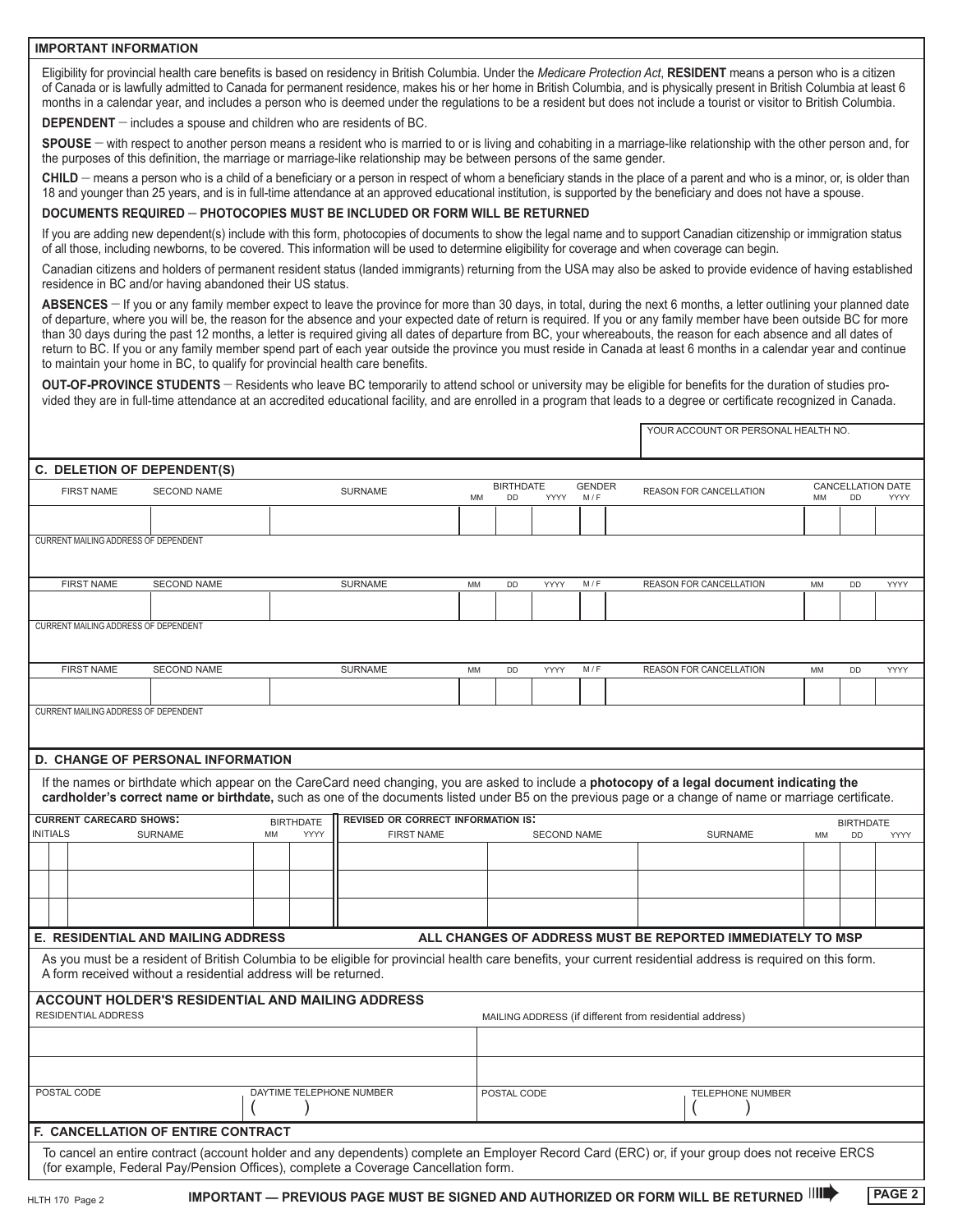## IMPORTANT INFORMATION

Eligibility for provincial health care benefits is based on residency in British Columbia. Under the *Medicare Protection Act*, **RESIDENT** means a person who is a citizen of Canada or is lawfully admitted to Canada for permanent residence, makes his or her home in British Columbia, and is physically present in British Columbia at least 6 months in a calendar year, and includes a person who is deemed under the regulations to be a resident but does not include a tourist or visitor to British Columbia.

**DEPENDENT** – includes a spouse and children who are residents of BC.

**SPOUSE** – with respect to another person means a resident who is married to or is living and cohabiting in a marriage-like relationship with the other person and, for the purposes of this definition, the marriage or marriage-like relationship may be between persons of the same gender.

**CHILD** – means a person who is a child of a beneficiary or a person in respect of whom a beneficiary stands in the place of a parent and who is a minor, or, is older than 18 and younger than 25 years, and is in full-time attendance at an approved educational institution, is supported by the beneficiary and does not have a spouse.

**DOCUMENTS REQUIRED – PHOTOCOPIES MUST BE INCLUDED OR FORM WILL BE RETURNED**

If you are adding new dependent(s) include with this form, photocopies of documents to show the legal name and to support Canadian citizenship or immigration status of all those, including newborns, to be covered. This information will be used to determine eligibility for coverage and when coverage can begin.

Canadian citizens and holders of permanent resident status (landed immigrants) returning from the USA may also be asked to provide evidence of having established residence in BC and/or having abandoned their US status.

**ABSENCES** – If you or any family member expect to leave the province for more than 30 days, in total, during the next 6 months, a letter outlining your planned date of departure, where you will be, the reason for the absence and your expected date of return is required. If you or any family member have been outside BC for more than 30 days during the past 12 months, a letter is required giving all dates of departure from BC, your whereabouts, the reason for each absence and all dates of return to BC. If you or any family member spend part of each year outside the province you must reside in Canada at least 6 months in a calendar year and continue to maintain your home in BC, to qualify for provincial health care benefits.

**OUT-OF-PROVINCE STUDENTS** – Residents who leave BC temporarily to attend school or university may be eligible for benefits for the duration of studies provided they are in full-time attendance at an accredited educational facility, and are enrolled in a program that leads to a degree or certificate recognized in Canada.

YOUR ACCOUNT OR PERSONAL HEALTH NO.

## C. DELETION OF DEPENDENT(S)

| FIRST NAME | SECOND NAME | SURNAME | BIRTHDATE MM | DD | YYYY | GENDER M / F | REASON FOR CANCELLATION | CANCELLATION DATE MM | DD | YYYY |
|---|---|---|---|---|---|---|---|---|---|---|
| | | | | | | | | | | |

CURRENT MAILING ADDRESS OF DEPENDENT

| FIRST NAME | SECOND NAME | SURNAME | MM | DD | YYYY | M / F | REASON FOR CANCELLATION | MM | DD | YYYY |
|---|---|---|---|---|---|---|---|---|---|---|
| | | | | | | | | | | |

CURRENT MAILING ADDRESS OF DEPENDENT

| FIRST NAME | SECOND NAME | SURNAME | MM | DD | YYYY | M / F | REASON FOR CANCELLATION | MM | DD | YYYY |
|---|---|---|---|---|---|---|---|---|---|---|
| | | | | | | | | | | |

CURRENT MAILING ADDRESS OF DEPENDENT

## D. CHANGE OF PERSONAL INFORMATION

If the names or birthdate which appear on the CareCard need changing, you are asked to include a **photocopy of a legal document indicating the cardholder's correct name or birthdate,** such as one of the documents listed under B5 on the previous page or a change of name or marriage certificate.

| CURRENT CARECARD SHOWS: INITIALS | | SURNAME | BIRTHDATE MM | YYYY | REVISED OR CORRECT INFORMATION IS: FIRST NAME | SECOND NAME | SURNAME | BIRTHDATE MM | DD | YYYY |
|---|---|---|---|---|---|---|---|---|---|---|
| | | | | | | | | | | |
| | | | | | | | | | | |
| | | | | | | | | | | |

## E. RESIDENTIAL AND MAILING ADDRESS

**ALL CHANGES OF ADDRESS MUST BE REPORTED IMMEDIATELY TO MSP**

As you must be a resident of British Columbia to be eligible for provincial health care benefits, your current residential address is required on this form. A form received without a residential address will be returned.

### ACCOUNT HOLDER'S RESIDENTIAL AND MAILING ADDRESS

| RESIDENTIAL ADDRESS | | MAILING ADDRESS (if different from residential address) | |
|---|---|---|---|
| | | | |
| | | | |
| POSTAL CODE | DAYTIME TELEPHONE NUMBER ( ) | POSTAL CODE | TELEPHONE NUMBER ( ) |

## F. CANCELLATION OF ENTIRE CONTRACT

To cancel an entire contract (account holder and any dependents) complete an Employer Record Card (ERC) or, if your group does not receive ERCS (for example, Federal Pay/Pension Offices), complete a Coverage Cancellation form.

HLTH 170 Page 2

**IMPORTANT — PREVIOUS PAGE MUST BE SIGNED AND AUTHORIZED OR FORM WILL BE RETURNED**